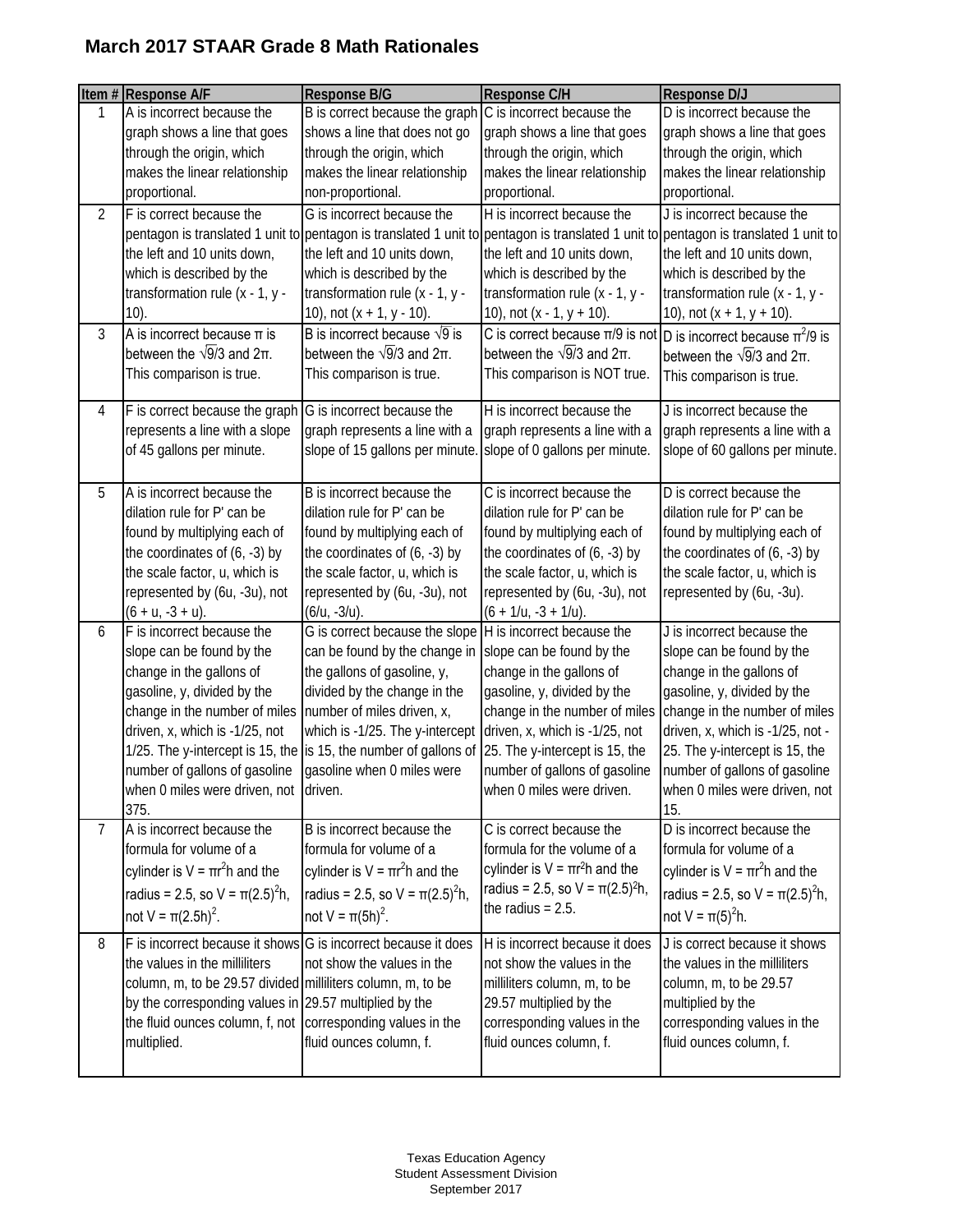# March 2017 STAAR Grade 8 Math Rationales

| Item # | Response A/F | Response B/G | Response C/H | Response D/J |
|---|---|---|---|---|
| 1 | A is incorrect because the graph shows a line that goes through the origin, which makes the linear relationship proportional. | B is correct because the graph shows a line that does not go through the origin, which makes the linear relationship non-proportional. | C is incorrect because the graph shows a line that goes through the origin, which makes the linear relationship proportional. | D is incorrect because the graph shows a line that goes through the origin, which makes the linear relationship proportional. |
| 2 | F is correct because the pentagon is translated 1 unit to the left and 10 units down, which is described by the transformation rule (x - 1, y - 10). | G is incorrect because the pentagon is translated 1 unit to the left and 10 units down, which is described by the transformation rule (x - 1, y - 10), not (x + 1, y - 10). | H is incorrect because the pentagon is translated 1 unit to the left and 10 units down, which is described by the transformation rule (x - 1, y - 10), not (x - 1, y + 10). | J is incorrect because the pentagon is translated 1 unit to the left and 10 units down, which is described by the transformation rule (x - 1, y - 10), not (x + 1, y + 10). |
| 3 | A is incorrect because π is between the $\sqrt{9}/3$ and 2π. This comparison is true. | B is incorrect because $\sqrt{9}$ is between the $\sqrt{9}/3$ and 2π. This comparison is true. | C is correct because π/9 is not between the $\sqrt{9}/3$ and 2π. This comparison is NOT true. | D is incorrect because $\pi^2/9$ is between the $\sqrt{9}/3$ and 2π. This comparison is true. |
| 4 | F is correct because the graph represents a line with a slope of 45 gallons per minute. | G is incorrect because the graph represents a line with a slope of 15 gallons per minute. | H is incorrect because the graph represents a line with a slope of 0 gallons per minute. | J is incorrect because the graph represents a line with a slope of 60 gallons per minute. |
| 5 | A is incorrect because the dilation rule for P' can be found by multiplying each of the coordinates of (6, -3) by the scale factor, u, which is represented by (6u, -3u), not (6 + u, -3 + u). | B is incorrect because the dilation rule for P' can be found by multiplying each of the coordinates of (6, -3) by the scale factor, u, which is represented by (6u, -3u), not (6/u, -3/u). | C is incorrect because the dilation rule for P' can be found by multiplying each of the coordinates of (6, -3) by the scale factor, u, which is represented by (6u, -3u), not (6 + 1/u, -3 + 1/u). | D is correct because the dilation rule for P' can be found by multiplying each of the coordinates of (6, -3) by the scale factor, u, which is represented by (6u, -3u). |
| 6 | F is incorrect because the slope can be found by the change in the gallons of gasoline, y, divided by the change in the number of miles driven, x, which is -1/25, not 1/25. The y-intercept is 15, the number of gallons of gasoline when 0 miles were driven, not 375. | G is correct because the slope can be found by the change in the gallons of gasoline, y, divided by the change in the number of miles driven, x, which is -1/25. The y-intercept is 15, the number of gallons of gasoline when 0 miles were driven. | H is incorrect because the slope can be found by the change in the gallons of gasoline, y, divided by the change in the number of miles driven, x, which is -1/25, not 25. The y-intercept is 15, the number of gallons of gasoline when 0 miles were driven. | J is incorrect because the slope can be found by the change in the gallons of gasoline, y, divided by the change in the number of miles driven, x, which is -1/25, not -25. The y-intercept is 15, the number of gallons of gasoline when 0 miles were driven, not 15. |
| 7 | A is incorrect because the formula for volume of a cylinder is $V = \pi r^2h$ and the radius = 2.5, so $V = \pi(2.5)^2h$, not $V = \pi(2.5h)^2$. | B is incorrect because the formula for volume of a cylinder is $V = \pi r^2h$ and the radius = 2.5, so $V = \pi(2.5)^2h$, not $V = \pi(5h)^2$. | C is correct because the formula for the volume of a cylinder is $V = \pi r^2h$ and the radius = 2.5, so $V = \pi(2.5)^2h$, the radius = 2.5. | D is incorrect because the formula for volume of a cylinder is $V = \pi r^2h$ and the radius = 2.5, so $V = \pi(2.5)^2h$, not $V = \pi(5)^2h$. |
| 8 | F is incorrect because it shows the values in the milliliters column, m, to be 29.57 divided by the corresponding values in the fluid ounces column, f, not multiplied. | G is incorrect because it does not show the values in the milliliters column, m, to be 29.57 multiplied by the corresponding values in the fluid ounces column, f. | H is incorrect because it does not show the values in the milliliters column, m, to be 29.57 multiplied by the corresponding values in the fluid ounces column, f. | J is correct because it shows the values in the milliliters column, m, to be 29.57 multiplied by the corresponding values in the fluid ounces column, f. |

Texas Education Agency
Student Assessment Division
September 2017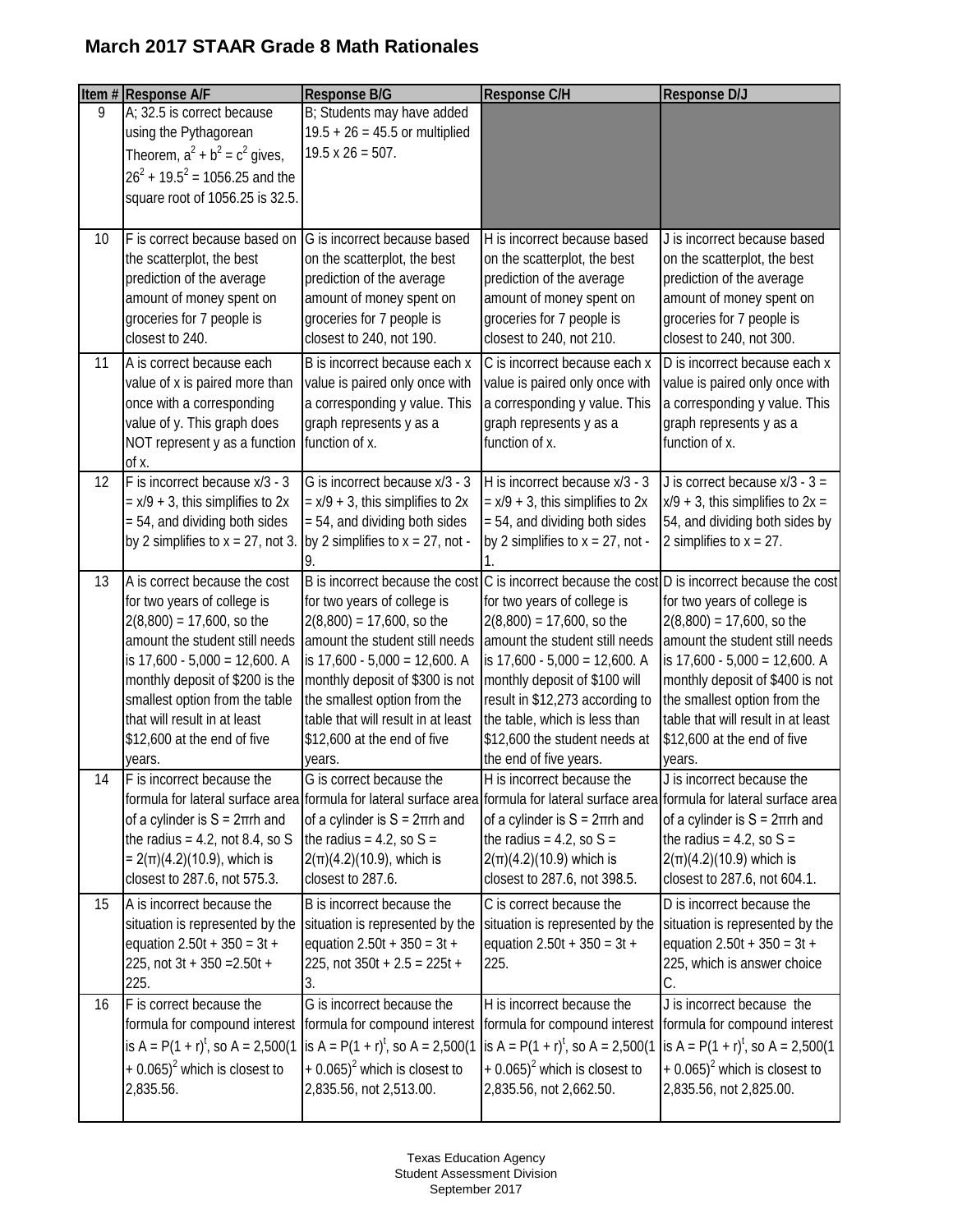# March 2017 STAAR Grade 8 Math Rationales

| Item # | Response A/F | Response B/G | Response C/H | Response D/J |
|---|---|---|---|---|
| 9 | A; 32.5 is correct because using the Pythagorean Theorem, $a^2 + b^2 = c^2$ gives, $26^2 + 19.5^2 = 1056.25$ and the square root of 1056.25 is 32.5. | B; Students may have added 19.5 + 26 = 45.5 or multiplied 19.5 x 26 = 507. | | |
| 10 | F is correct because based on the scatterplot, the best prediction of the average amount of money spent on groceries for 7 people is closest to 240. | G is incorrect because based on the scatterplot, the best prediction of the average amount of money spent on groceries for 7 people is closest to 240, not 190. | H is incorrect because based on the scatterplot, the best prediction of the average amount of money spent on groceries for 7 people is closest to 240, not 210. | J is incorrect because based on the scatterplot, the best prediction of the average amount of money spent on groceries for 7 people is closest to 240, not 300. |
| 11 | A is correct because each value of x is paired more than once with a corresponding value of y. This graph does NOT represent y as a function of x. | B is incorrect because each x value is paired only once with a corresponding y value. This graph represents y as a function of x. | C is incorrect because each x value is paired only once with a corresponding y value. This graph represents y as a function of x. | D is incorrect because each x value is paired only once with a corresponding y value. This graph represents y as a function of x. |
| 12 | F is incorrect because $x/3 - 3 = x/9 + 3$, this simplifies to $2x = 54$, and dividing both sides by 2 simplifies to $x = 27$, not 3. | G is incorrect because $x/3 - 3 = x/9 + 3$, this simplifies to $2x = 54$, and dividing both sides by 2 simplifies to $x = 27$, not -9. | H is incorrect because $x/3 - 3 = x/9 + 3$, this simplifies to $2x = 54$, and dividing both sides by 2 simplifies to $x = 27$, not -1. | J is correct because $x/3 - 3 = x/9 + 3$, this simplifies to $2x = 54$, and dividing both sides by 2 simplifies to $x = 27$. |
| 13 | A is correct because the cost for two years of college is 2(8,800) = 17,600, so the amount the student still needs is 17,600 - 5,000 = 12,600. A monthly deposit of $200 is the smallest option from the table that will result in at least $12,600 at the end of five years. | B is incorrect because the cost for two years of college is 2(8,800) = 17,600, so the amount the student still needs is 17,600 - 5,000 = 12,600. A monthly deposit of $300 is not the smallest option from the table that will result in at least $12,600 at the end of five years. | C is incorrect because the cost for two years of college is 2(8,800) = 17,600, so the amount the student still needs is 17,600 - 5,000 = 12,600. A monthly deposit of $100 will result in $12,273 according to the table, which is less than $12,600 the student needs at the end of five years. | D is incorrect because the cost for two years of college is 2(8,800) = 17,600, so the amount the student still needs is 17,600 - 5,000 = 12,600. A monthly deposit of $400 is not the smallest option from the table that will result in at least $12,600 at the end of five years. |
| 14 | F is incorrect because the formula for lateral surface area of a cylinder is $S = 2\pi rh$ and the radius = 4.2, not 8.4, so $S = 2(\pi)(4.2)(10.9)$, which is closest to 287.6, not 575.3. | G is correct because the formula for lateral surface area of a cylinder is $S = 2\pi rh$ and the radius = 4.2, so $S = 2(\pi)(4.2)(10.9)$, which is closest to 287.6. | H is incorrect because the formula for lateral surface area of a cylinder is $S = 2\pi rh$ and the radius = 4.2, so $S = 2(\pi)(4.2)(10.9)$ which is closest to 287.6, not 398.5. | J is incorrect because the formula for lateral surface area of a cylinder is $S = 2\pi rh$ and the radius = 4.2, so $S = 2(\pi)(4.2)(10.9)$ which is closest to 287.6, not 604.1. |
| 15 | A is incorrect because the situation is represented by the equation $2.50t + 350 = 3t + 225$, not $3t + 350 = 2.50t + 225$. | B is incorrect because the situation is represented by the equation $2.50t + 350 = 3t + 225$, not $350t + 2.5 = 225t + 3$. | C is correct because the situation is represented by the equation $2.50t + 350 = 3t + 225$. | D is incorrect because the situation is represented by the equation $2.50t + 350 = 3t + 225$, which is answer choice C. |
| 16 | F is correct because the formula for compound interest is $A = P(1 + r)^t$, so $A = 2,500(1 + 0.065)^2$ which is closest to 2,835.56. | G is incorrect because the formula for compound interest is $A = P(1 + r)^t$, so $A = 2,500(1 + 0.065)^2$ which is closest to 2,835.56, not 2,513.00. | H is incorrect because the formula for compound interest is $A = P(1 + r)^t$, so $A = 2,500(1 + 0.065)^2$ which is closest to 2,835.56, not 2,662.50. | J is incorrect because the formula for compound interest is $A = P(1 + r)^t$, so $A = 2,500(1 + 0.065)^2$ which is closest to 2,835.56, not 2,825.00. |

Texas Education Agency
Student Assessment Division
September 2017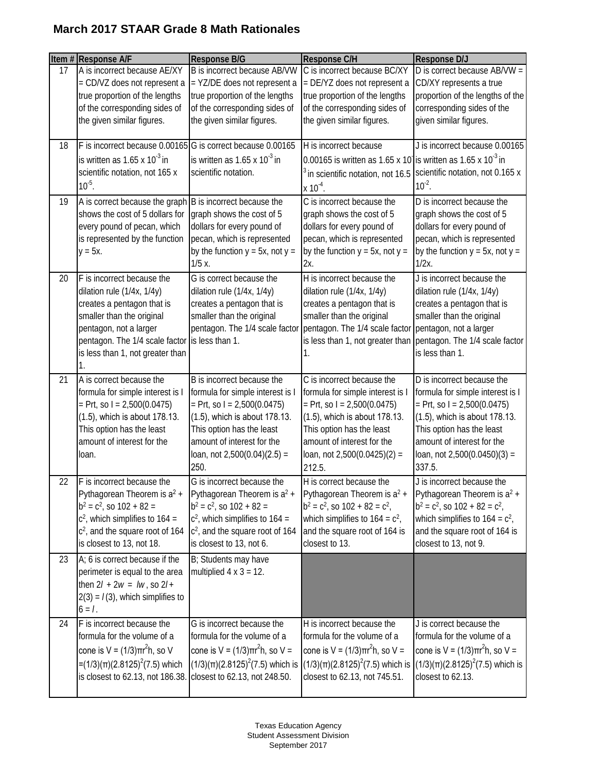# March 2017 STAAR Grade 8 Math Rationales

| Item # | Response A/F | Response B/G | Response C/H | Response D/J |
|---|---|---|---|---|
| 17 | A is incorrect because AE/XY = CD/VZ does not represent a true proportion of the lengths of the corresponding sides of the given similar figures. | B is incorrect because AB/VW = YZ/DE does not represent a true proportion of the lengths of the corresponding sides of the given similar figures. | C is incorrect because BC/XY = DE/YZ does not represent a true proportion of the lengths of the corresponding sides of the given similar figures. | D is correct because AB/VW = CD/XY represents a true proportion of the lengths of the corresponding sides of the given similar figures. |
| 18 | F is incorrect because 0.00165 is written as $1.65 \times 10^{-3}$ in scientific notation, not $165 \times 10^{-5}$. | G is correct because 0.00165 is written as $1.65 \times 10^{-3}$ in scientific notation. | H is incorrect because 0.00165 is written as $1.65 \times 10^{-3}$ in scientific notation, not $16.5 \times 10^{-4}$. | J is incorrect because 0.00165 is written as $1.65 \times 10^{-3}$ in scientific notation, not $0.165 \times 10^{-2}$. |
| 19 | A is correct because the graph shows the cost of 5 dollars for every pound of pecan, which is represented by the function $y = 5x$. | B is incorrect because the graph shows the cost of 5 dollars for every pound of pecan, which is represented by the function $y = 5x$, not $y = 1/5\ x$. | C is incorrect because the graph shows the cost of 5 dollars for every pound of pecan, which is represented by the function $y = 5x$, not $y = 2x$. | D is incorrect because the graph shows the cost of 5 dollars for every pound of pecan, which is represented by the function $y = 5x$, not $y = 1/2x$. |
| 20 | F is incorrect because the dilation rule (1/4x, 1/4y) creates a pentagon that is smaller than the original pentagon, not a larger pentagon. The 1/4 scale factor is less than 1, not greater than 1. | G is correct because the dilation rule (1/4x, 1/4y) creates a pentagon that is smaller than the original pentagon. The 1/4 scale factor is less than 1. | H is incorrect because the dilation rule (1/4x, 1/4y) creates a pentagon that is smaller than the original pentagon. The 1/4 scale factor is less than 1, not greater than 1. | J is incorrect because the dilation rule (1/4x, 1/4y) creates a pentagon that is smaller than the original pentagon, not a larger pentagon. The 1/4 scale factor is less than 1. |
| 21 | A is correct because the formula for simple interest is $I = Prt$, so $I = 2{,}500(0.0475)(1.5)$, which is about 178.13. This option has the least amount of interest for the loan. | B is incorrect because the formula for simple interest is $I = Prt$, so $I = 2{,}500(0.0475)(1.5)$, which is about 178.13. This option has the least amount of interest for the loan, not $2{,}500(0.04)(2.5) = 250$. | C is incorrect because the formula for simple interest is $I = Prt$, so $I = 2{,}500(0.0475)(1.5)$, which is about 178.13. This option has the least amount of interest for the loan, not $2{,}500(0.0425)(2) = 212.5$. | D is incorrect because the formula for simple interest is $I = Prt$, so $I = 2{,}500(0.0475)(1.5)$, which is about 178.13. This option has the least amount of interest for the loan, not $2{,}500(0.0450)(3) = 337.5$. |
| 22 | F is incorrect because the Pythagorean Theorem is $a^2 + b^2 = c^2$, so $102 + 82 = c^2$, which simplifies to $164 = c^2$, and the square root of 164 is closest to 13, not 18. | G is incorrect because the Pythagorean Theorem is $a^2 + b^2 = c^2$, so $102 + 82 = c^2$, which simplifies to $164 = c^2$, and the square root of 164 is closest to 13, not 6. | H is correct because the Pythagorean Theorem is $a^2 + b^2 = c^2$, so $102 + 82 = c^2$, which simplifies to $164 = c^2$, and the square root of 164 is closest to 13. | J is incorrect because the Pythagorean Theorem is $a^2 + b^2 = c^2$, so $102 + 82 = c^2$, which simplifies to $164 = c^2$, and the square root of 164 is closest to 13, not 9. |
| 23 | A; 6 is correct because if the perimeter is equal to the area then $2l + 2w = lw$, so $2l + 2(3) = l(3)$, which simplifies to $6 = l$. | B; Students may have multiplied $4 \times 3 = 12$. | | |
| 24 | F is incorrect because the formula for the volume of a cone is $V = (1/3)\pi r^2 h$, so $V = (1/3)(\pi)(2.8125)^2(7.5)$ which is closest to 62.13, not 186.38. | G is incorrect because the formula for the volume of a cone is $V = (1/3)\pi r^2 h$, so $V = (1/3)(\pi)(2.8125)^2(7.5)$ which is closest to 62.13, not 248.50. | H is incorrect because the formula for the volume of a cone is $V = (1/3)\pi r^2 h$, so $V = (1/3)(\pi)(2.8125)^2(7.5)$ which is closest to 62.13, not 745.51. | J is correct because the formula for the volume of a cone is $V = (1/3)\pi r^2 h$, so $V = (1/3)(\pi)(2.8125)^2(7.5)$ which is closest to 62.13. |

Texas Education Agency
Student Assessment Division
September 2017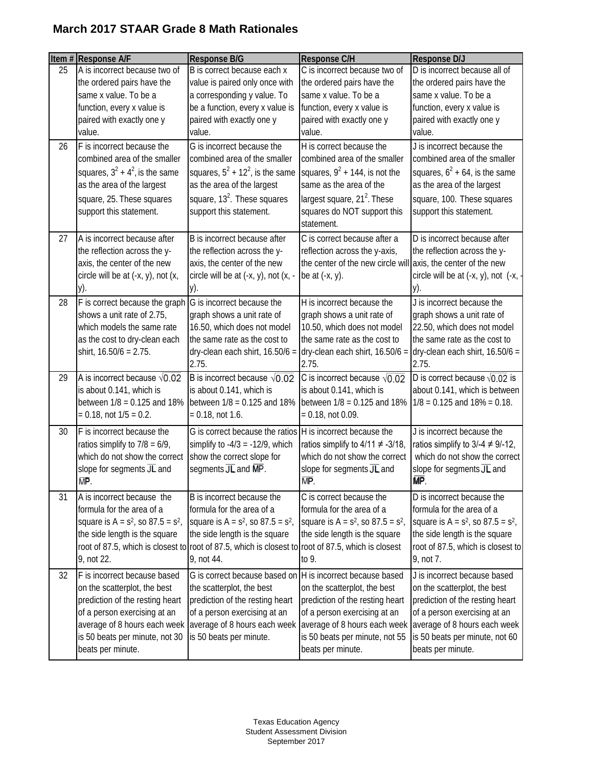## March 2017 STAAR Grade 8 Math Rationales

| Item # | Response A/F | Response B/G | Response C/H | Response D/J |
|---|---|---|---|---|
| 25 | A is incorrect because two of the ordered pairs have the same x value. To be a function, every x value is paired with exactly one y value. | B is correct because each x value is paired only once with a corresponding y value. To be a function, every x value is paired with exactly one y value. | C is incorrect because two of the ordered pairs have the same x value. To be a function, every x value is paired with exactly one y value. | D is incorrect because all of the ordered pairs have the same x value. To be a function, every x value is paired with exactly one y value. |
| 26 | F is incorrect because the combined area of the smaller squares, $3^2 + 4^2$, is the same as the area of the largest square, 25. These squares support this statement. | G is incorrect because the combined area of the smaller squares, $5^2 + 12^2$, is the same as the area of the largest square, $13^2$. These squares support this statement. | H is correct because the combined area of the smaller squares, $9^2$ + 144, is not the same as the area of the largest square, $21^2$. These squares do NOT support this statement. | J is incorrect because the combined area of the smaller squares, $6^2$ + 64, is the same as the area of the largest square, 100. These squares support this statement. |
| 27 | A is incorrect because after the reflection across the y-axis, the center of the new circle will be at (-x, y), not (x, y). | B is incorrect because after the reflection across the y-axis, the center of the new circle will be at (-x, y), not (x, -y). | C is correct because after a reflection across the y-axis, the center of the new circle will be at (-x, y). | D is incorrect because after the reflection across the y-axis, the center of the new circle will be at (-x, y), not (-x, -y). |
| 28 | F is correct because the graph shows a unit rate of 2.75, which models the same rate as the cost to dry-clean each shirt, 16.50/6 = 2.75. | G is incorrect because the graph shows a unit rate of 16.50, which does not model the same rate as the cost to dry-clean each shirt, 16.50/6 = 2.75. | H is incorrect because the graph shows a unit rate of 10.50, which does not model the same rate as the cost to dry-clean each shirt, 16.50/6 = 2.75. | J is incorrect because the graph shows a unit rate of 22.50, which does not model the same rate as the cost to dry-clean each shirt, 16.50/6 = 2.75. |
| 29 | A is incorrect because $\sqrt{0.02}$ is about 0.141, which is between 1/8 = 0.125 and 18% = 0.18, not 1/5 = 0.2. | B is incorrect because $\sqrt{0.02}$ is about 0.141, which is between 1/8 = 0.125 and 18% = 0.18, not 1.6. | C is incorrect because $\sqrt{0.02}$ is about 0.141, which is between 1/8 = 0.125 and 18% = 0.18, not 0.09. | D is correct because $\sqrt{0.02}$ is about 0.141, which is between 1/8 = 0.125 and 18% = 0.18. |
| 30 | F is incorrect because the ratios simplify to 7/8 = 6/9, which do not show the correct slope for segments $\overline{JL}$ and $\overline{MP}$. | G is correct because the ratios simplify to -4/3 = -12/9, which show the correct slope for segments $\overline{JL}$ and $\overline{MP}$. | H is incorrect because the ratios simplify to 4/11 ≠ -3/18, which do not show the correct slope for segments $\overline{JL}$ and $\overline{MP}$. | J is incorrect because the ratios simplify to 3/-4 ≠ 9/-12, which do not show the correct slope for segments $\overline{JL}$ and $\overline{MP}$. |
| 31 | A is incorrect because the formula for the area of a square is $A = s^2$, so $87.5 = s^2$, the side length is the square root of 87.5, which is closest to 9, not 22. | B is incorrect because the formula for the area of a square is $A = s^2$, so $87.5 = s^2$, the side length is the square root of 87.5, which is closest to 9, not 44. | C is correct because the formula for the area of a square is $A = s^2$, so $87.5 = s^2$, the side length is the square root of 87.5, which is closest to 9. | D is incorrect because the formula for the area of a square is $A = s^2$, so $87.5 = s^2$, the side length is the square root of 87.5, which is closest to 9, not 7. |
| 32 | F is incorrect because based on the scatterplot, the best prediction of the resting heart of a person exercising at an average of 8 hours each week is 50 beats per minute, not 30 beats per minute. | G is correct because based on the scatterplot, the best prediction of the resting heart of a person exercising at an average of 8 hours each week is 50 beats per minute. | H is incorrect because based on the scatterplot, the best prediction of the resting heart of a person exercising at an average of 8 hours each week is 50 beats per minute, not 55 beats per minute. | J is incorrect because based on the scatterplot, the best prediction of the resting heart of a person exercising at an average of 8 hours each week is 50 beats per minute, not 60 beats per minute. |

Texas Education Agency
Student Assessment Division
September 2017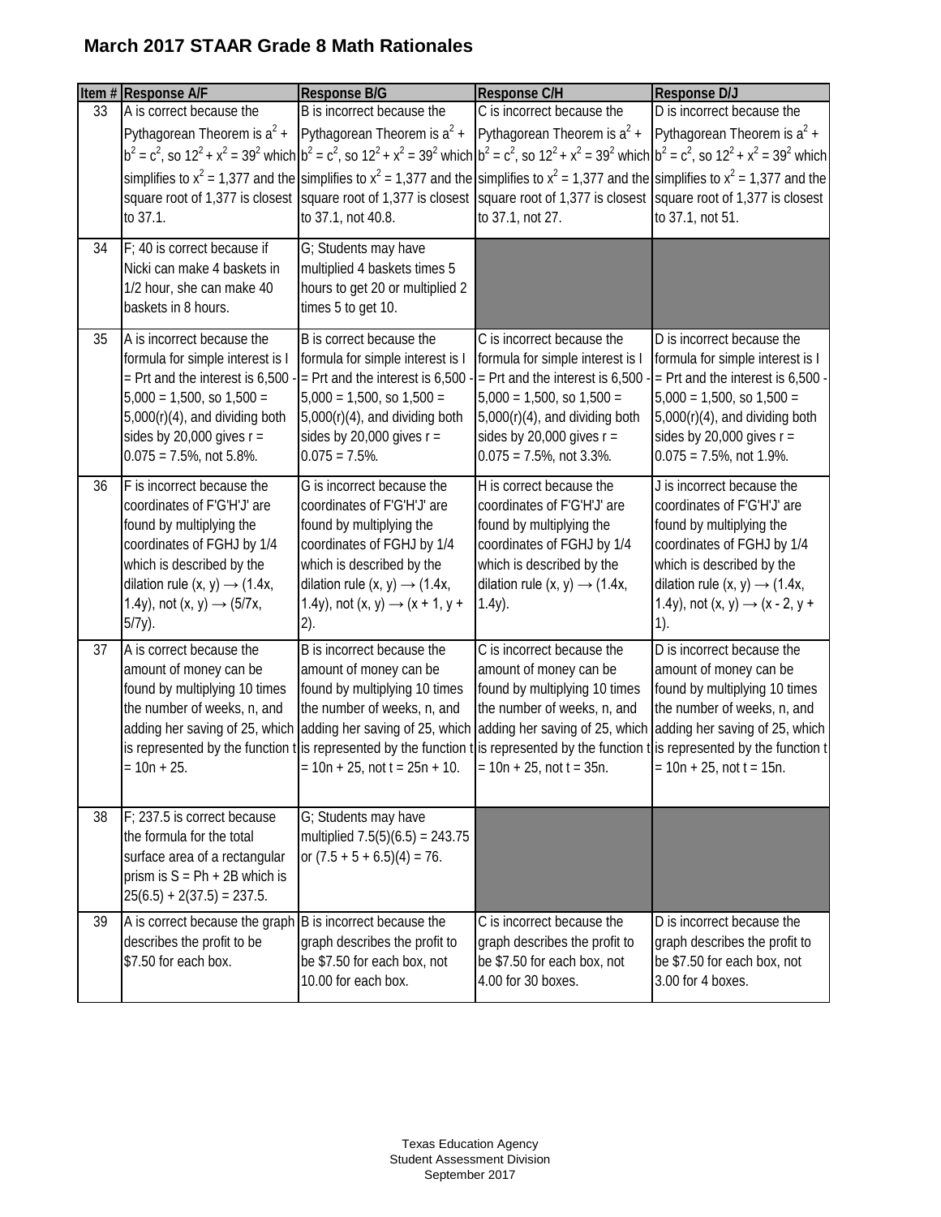# March 2017 STAAR Grade 8 Math Rationales

| Item # | Response A/F | Response B/G | Response C/H | Response D/J |
|---|---|---|---|---|
| 33 | A is correct because the Pythagorean Theorem is $a^2 + b^2 = c^2$, so $12^2 + x^2 = 39^2$ which simplifies to $x^2 = 1{,}377$ and the square root of 1,377 is closest to 37.1. | B is incorrect because the Pythagorean Theorem is $a^2 + b^2 = c^2$, so $12^2 + x^2 = 39^2$ which simplifies to $x^2 = 1{,}377$ and the square root of 1,377 is closest to 37.1, not 40.8. | C is incorrect because the Pythagorean Theorem is $a^2 + b^2 = c^2$, so $12^2 + x^2 = 39^2$ which simplifies to $x^2 = 1{,}377$ and the square root of 1,377 is closest to 37.1, not 27. | D is incorrect because the Pythagorean Theorem is $a^2 + b^2 = c^2$, so $12^2 + x^2 = 39^2$ which simplifies to $x^2 = 1{,}377$ and the square root of 1,377 is closest to 37.1, not 51. |
| 34 | F; 40 is correct because if Nicki can make 4 baskets in 1/2 hour, she can make 40 baskets in 8 hours. | G; Students may have multiplied 4 baskets times 5 hours to get 20 or multiplied 2 times 5 to get 10. | | |
| 35 | A is incorrect because the formula for simple interest is $I = Prt$ and the interest is $6{,}500 - 5{,}000 = 1{,}500$, so $1{,}500 = 5{,}000(r)(4)$, and dividing both sides by 20,000 gives $r = 0.075 = 7.5\%$, not 5.8%. | B is correct because the formula for simple interest is $I = Prt$ and the interest is $6{,}500 - 5{,}000 = 1{,}500$, so $1{,}500 = 5{,}000(r)(4)$, and dividing both sides by 20,000 gives $r = 0.075 = 7.5\%$. | C is incorrect because the formula for simple interest is $I = Prt$ and the interest is $6{,}500 - 5{,}000 = 1{,}500$, so $1{,}500 = 5{,}000(r)(4)$, and dividing both sides by 20,000 gives $r = 0.075 = 7.5\%$, not 3.3%. | D is incorrect because the formula for simple interest is $I = Prt$ and the interest is $6{,}500 - 5{,}000 = 1{,}500$, so $1{,}500 = 5{,}000(r)(4)$, and dividing both sides by 20,000 gives $r = 0.075 = 7.5\%$, not 1.9%. |
| 36 | F is incorrect because the coordinates of F'G'H'J' are found by multiplying the coordinates of FGHJ by 1/4 which is described by the dilation rule $(x, y) \rightarrow (1.4x, 1.4y)$, not $(x, y) \rightarrow (5/7x, 5/7y)$. | G is incorrect because the coordinates of F'G'H'J' are found by multiplying the coordinates of FGHJ by 1/4 which is described by the dilation rule $(x, y) \rightarrow (1.4x, 1.4y)$, not $(x, y) \rightarrow (x + 1, y + 2)$. | H is correct because the coordinates of F'G'H'J' are found by multiplying the coordinates of FGHJ by 1/4 which is described by the dilation rule $(x, y) \rightarrow (1.4x, 1.4y)$. | J is incorrect because the coordinates of F'G'H'J' are found by multiplying the coordinates of FGHJ by 1/4 which is described by the dilation rule $(x, y) \rightarrow (1.4x, 1.4y)$, not $(x, y) \rightarrow (x - 2, y + 1)$. |
| 37 | A is correct because the amount of money can be found by multiplying 10 times the number of weeks, n, and adding her saving of 25, which is represented by the function $t = 10n + 25$. | B is incorrect because the amount of money can be found by multiplying 10 times the number of weeks, n, and adding her saving of 25, which is represented by the function $t = 10n + 25$, not $t = 25n + 10$. | C is incorrect because the amount of money can be found by multiplying 10 times the number of weeks, n, and adding her saving of 25, which is represented by the function $t = 10n + 25$, not $t = 35n$. | D is incorrect because the amount of money can be found by multiplying 10 times the number of weeks, n, and adding her saving of 25, which is represented by the function $t = 10n + 25$, not $t = 15n$. |
| 38 | F; 237.5 is correct because the formula for the total surface area of a rectangular prism is $S = Ph + 2B$ which is $25(6.5) + 2(37.5) = 237.5$. | G; Students may have multiplied $7.5(5)(6.5) = 243.75$ or $(7.5 + 5 + 6.5)(4) = 76$. | | |
| 39 | A is correct because the graph describes the profit to be \$7.50 for each box. | B is incorrect because the graph describes the profit to be \$7.50 for each box, not 10.00 for each box. | C is incorrect because the graph describes the profit to be \$7.50 for each box, not 4.00 for 30 boxes. | D is incorrect because the graph describes the profit to be \$7.50 for each box, not 3.00 for 4 boxes. |

Texas Education Agency
Student Assessment Division
September 2017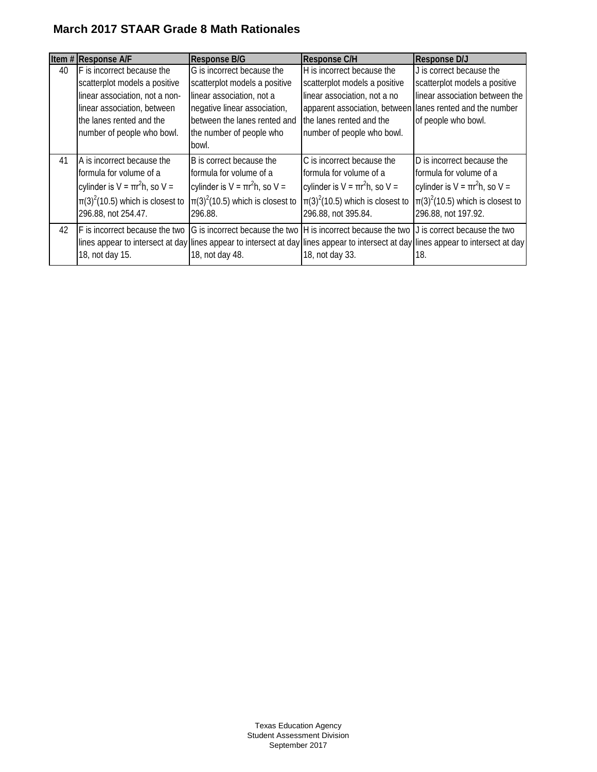## March 2017 STAAR Grade 8 Math Rationales

| Item # | Response A/F | Response B/G | Response C/H | Response D/J |
|---|---|---|---|---|
| 40 | F is incorrect because the scatterplot models a positive linear association, not a non-linear association, between the lanes rented and the number of people who bowl. | G is incorrect because the scatterplot models a positive linear association, not a negative linear association, between the lanes rented and the number of people who bowl. | H is incorrect because the scatterplot models a positive linear association, not a no apparent association, between the lanes rented and the number of people who bowl. | J is correct because the scatterplot models a positive linear association between the lanes rented and the number of people who bowl. |
| 41 | A is incorrect because the formula for volume of a cylinder is $V = \pi r^2 h$, so $V = \pi(3)^2(10.5)$ which is closest to 296.88, not 254.47. | B is correct because the formula for volume of a cylinder is $V = \pi r^2 h$, so $V = \pi(3)^2(10.5)$ which is closest to 296.88. | C is incorrect because the formula for volume of a cylinder is $V = \pi r^2 h$, so $V = \pi(3)^2(10.5)$ which is closest to 296.88, not 395.84. | D is incorrect because the formula for volume of a cylinder is $V = \pi r^2 h$, so $V = \pi(3)^2(10.5)$ which is closest to 296.88, not 197.92. |
| 42 | F is incorrect because the two lines appear to intersect at day 18, not day 15. | G is incorrect because the two lines appear to intersect at day 18, not day 48. | H is incorrect because the two lines appear to intersect at day 18, not day 33. | J is correct because the two lines appear to intersect at day 18. |

Texas Education Agency
Student Assessment Division
September 2017